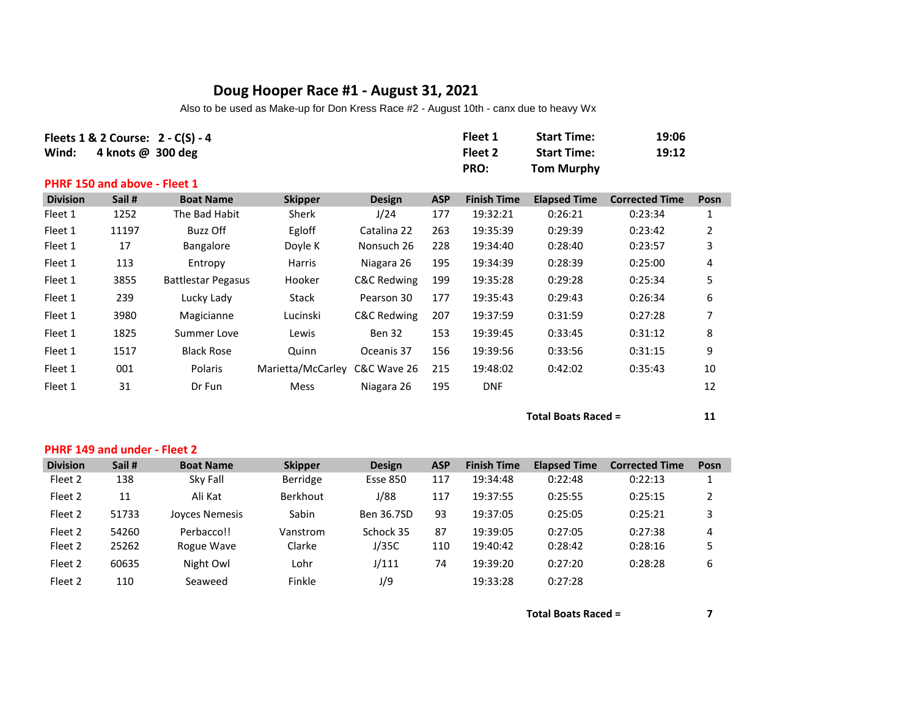# Doug Hooper Race #1 - August 31, 2021

Also to be used as Make-up for Don Kress Race #2 - August 10th - canx due to heavy Wx

**Fleets 1 & 2 Course:** 2 - C(S) - 4
**Wind:** 4 knots @ 300 deg

**Fleet 1 Start Time:** 19:06
**Fleet 2 Start Time:** 19:12
**PRO:** Tom Murphy

## PHRF 150 and above - Fleet 1

| Division | Sail # | Boat Name | Skipper | Design | ASP | Finish Time | Elapsed Time | Corrected Time | Posn |
|---|---|---|---|---|---|---|---|---|---|
| Fleet 1 | 1252 | The Bad Habit | Sherk | J/24 | 177 | 19:32:21 | 0:26:21 | 0:23:34 | 1 |
| Fleet 1 | 11197 | Buzz Off | Egloff | Catalina 22 | 263 | 19:35:39 | 0:29:39 | 0:23:42 | 2 |
| Fleet 1 | 17 | Bangalore | Doyle K | Nonsuch 26 | 228 | 19:34:40 | 0:28:40 | 0:23:57 | 3 |
| Fleet 1 | 113 | Entropy | Harris | Niagara 26 | 195 | 19:34:39 | 0:28:39 | 0:25:00 | 4 |
| Fleet 1 | 3855 | Battlestar Pegasus | Hooker | C&C Redwing | 199 | 19:35:28 | 0:29:28 | 0:25:34 | 5 |
| Fleet 1 | 239 | Lucky Lady | Stack | Pearson 30 | 177 | 19:35:43 | 0:29:43 | 0:26:34 | 6 |
| Fleet 1 | 3980 | Magicianne | Lucinski | C&C Redwing | 207 | 19:37:59 | 0:31:59 | 0:27:28 | 7 |
| Fleet 1 | 1825 | Summer Love | Lewis | Ben 32 | 153 | 19:39:45 | 0:33:45 | 0:31:12 | 8 |
| Fleet 1 | 1517 | Black Rose | Quinn | Oceanis 37 | 156 | 19:39:56 | 0:33:56 | 0:31:15 | 9 |
| Fleet 1 | 001 | Polaris | Marietta/McCarley | C&C Wave 26 | 215 | 19:48:02 | 0:42:02 | 0:35:43 | 10 |
| Fleet 1 | 31 | Dr Fun | Mess | Niagara 26 | 195 | DNF | | | 12 |

**Total Boats Raced = 11**

## PHRF 149 and under - Fleet 2

| Division | Sail # | Boat Name | Skipper | Design | ASP | Finish Time | Elapsed Time | Corrected Time | Posn |
|---|---|---|---|---|---|---|---|---|---|
| Fleet 2 | 138 | Sky Fall | Berridge | Esse 850 | 117 | 19:34:48 | 0:22:48 | 0:22:13 | 1 |
| Fleet 2 | 11 | Ali Kat | Berkhout | J/88 | 117 | 19:37:55 | 0:25:55 | 0:25:15 | 2 |
| Fleet 2 | 51733 | Joyces Nemesis | Sabin | Ben 36.7SD | 93 | 19:37:05 | 0:25:05 | 0:25:21 | 3 |
| Fleet 2 | 54260 | Perbacco!! | Vanstrom | Schock 35 | 87 | 19:39:05 | 0:27:05 | 0:27:38 | 4 |
| Fleet 2 | 25262 | Rogue Wave | Clarke | J/35C | 110 | 19:40:42 | 0:28:42 | 0:28:16 | 5 |
| Fleet 2 | 60635 | Night Owl | Lohr | J/111 | 74 | 19:39:20 | 0:27:20 | 0:28:28 | 6 |
| Fleet 2 | 110 | Seaweed | Finkle | J/9 | | 19:33:28 | 0:27:28 | | |

**Total Boats Raced = 7**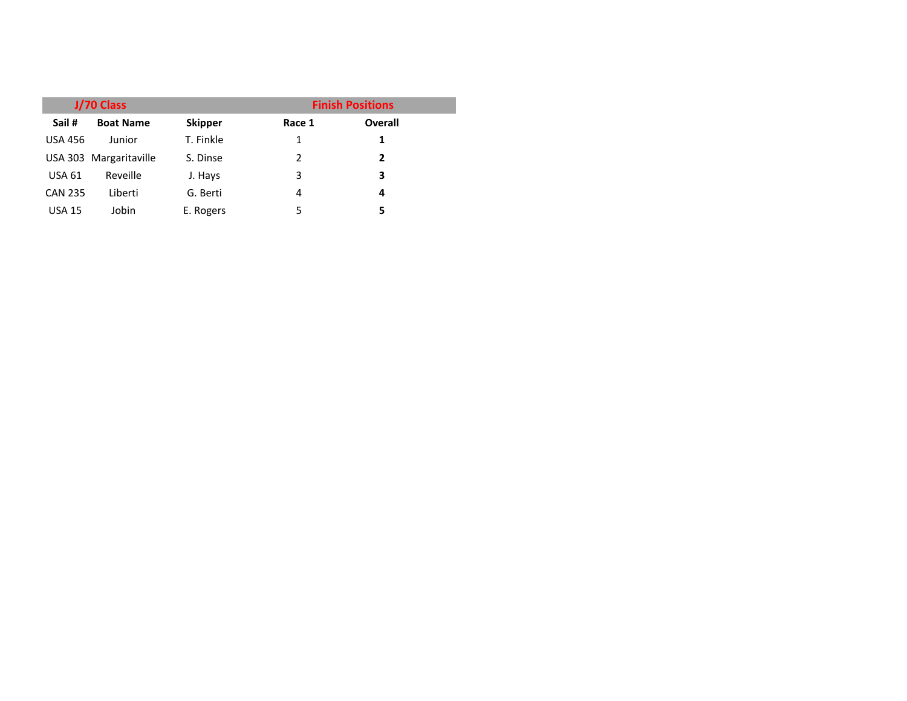| J/70 Class | | | Finish Positions | |
|---|---|---|---|---|
| **Sail #** | **Boat Name** | **Skipper** | **Race 1** | **Overall** |
| USA 456 | Junior | T. Finkle | 1 | **1** |
| USA 303 | Margaritaville | S. Dinse | 2 | **2** |
| USA 61 | Reveille | J. Hays | 3 | **3** |
| CAN 235 | Liberti | G. Berti | 4 | **4** |
| USA 15 | Jobin | E. Rogers | 5 | **5** |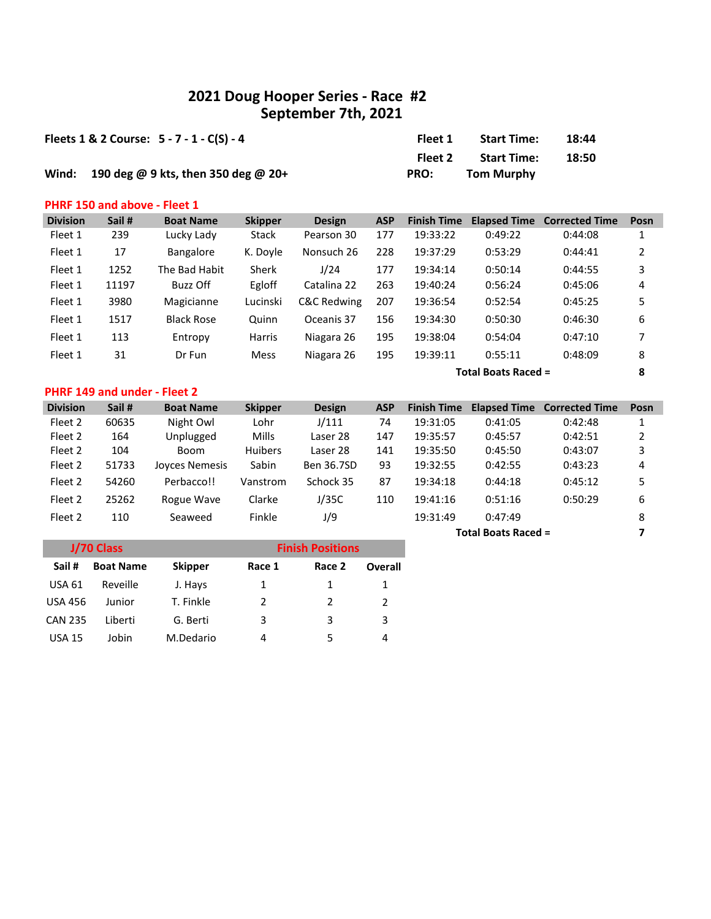# 2021 Doug Hooper Series - Race #2
## September 7th, 2021

**Fleets 1 & 2 Course: 5 - 7 - 1 - C(S) - 4**

**Fleet 1 Start Time: 18:44**

**Fleet 2 Start Time: 18:50**

**Wind: 190 deg @ 9 kts, then 350 deg @ 20+**

**PRO: Tom Murphy**

### PHRF 150 and above - Fleet 1

| Division | Sail # | Boat Name | Skipper | Design | ASP | Finish Time | Elapsed Time | Corrected Time | Posn |
|---|---|---|---|---|---|---|---|---|---|
| Fleet 1 | 239 | Lucky Lady | Stack | Pearson 30 | 177 | 19:33:22 | 0:49:22 | 0:44:08 | 1 |
| Fleet 1 | 17 | Bangalore | K. Doyle | Nonsuch 26 | 228 | 19:37:29 | 0:53:29 | 0:44:41 | 2 |
| Fleet 1 | 1252 | The Bad Habit | Sherk | J/24 | 177 | 19:34:14 | 0:50:14 | 0:44:55 | 3 |
| Fleet 1 | 11197 | Buzz Off | Egloff | Catalina 22 | 263 | 19:40:24 | 0:56:24 | 0:45:06 | 4 |
| Fleet 1 | 3980 | Magicianne | Lucinski | C&C Redwing | 207 | 19:36:54 | 0:52:54 | 0:45:25 | 5 |
| Fleet 1 | 1517 | Black Rose | Quinn | Oceanis 37 | 156 | 19:34:30 | 0:50:30 | 0:46:30 | 6 |
| Fleet 1 | 113 | Entropy | Harris | Niagara 26 | 195 | 19:38:04 | 0:54:04 | 0:47:10 | 7 |
| Fleet 1 | 31 | Dr Fun | Mess | Niagara 26 | 195 | 19:39:11 | 0:55:11 | 0:48:09 | 8 |
| | | | | | | | | **Total Boats Raced =** | **8** |

### PHRF 149 and under - Fleet 2

| Division | Sail # | Boat Name | Skipper | Design | ASP | Finish Time | Elapsed Time | Corrected Time | Posn |
|---|---|---|---|---|---|---|---|---|---|
| Fleet 2 | 60635 | Night Owl | Lohr | J/111 | 74 | 19:31:05 | 0:41:05 | 0:42:48 | 1 |
| Fleet 2 | 164 | Unplugged | Mills | Laser 28 | 147 | 19:35:57 | 0:45:57 | 0:42:51 | 2 |
| Fleet 2 | 104 | Boom | Huibers | Laser 28 | 141 | 19:35:50 | 0:45:50 | 0:43:07 | 3 |
| Fleet 2 | 51733 | Joyces Nemesis | Sabin | Ben 36.7SD | 93 | 19:32:55 | 0:42:55 | 0:43:23 | 4 |
| Fleet 2 | 54260 | Perbacco!! | Vanstrom | Schock 35 | 87 | 19:34:18 | 0:44:18 | 0:45:12 | 5 |
| Fleet 2 | 25262 | Rogue Wave | Clarke | J/35C | 110 | 19:41:16 | 0:51:16 | 0:50:29 | 6 |
| Fleet 2 | 110 | Seaweed | Finkle | J/9 | | 19:31:49 | 0:47:49 | | 8 |
| | | | | | | | | **Total Boats Raced =** | **7** |

### J/70 Class — Finish Positions

| Sail # | Boat Name | Skipper | Race 1 | Race 2 | Overall |
|---|---|---|---|---|---|
| USA 61 | Reveille | J. Hays | 1 | 1 | 1 |
| USA 456 | Junior | T. Finkle | 2 | 2 | 2 |
| CAN 235 | Liberti | G. Berti | 3 | 3 | 3 |
| USA 15 | Jobin | M.Dedario | 4 | 5 | 4 |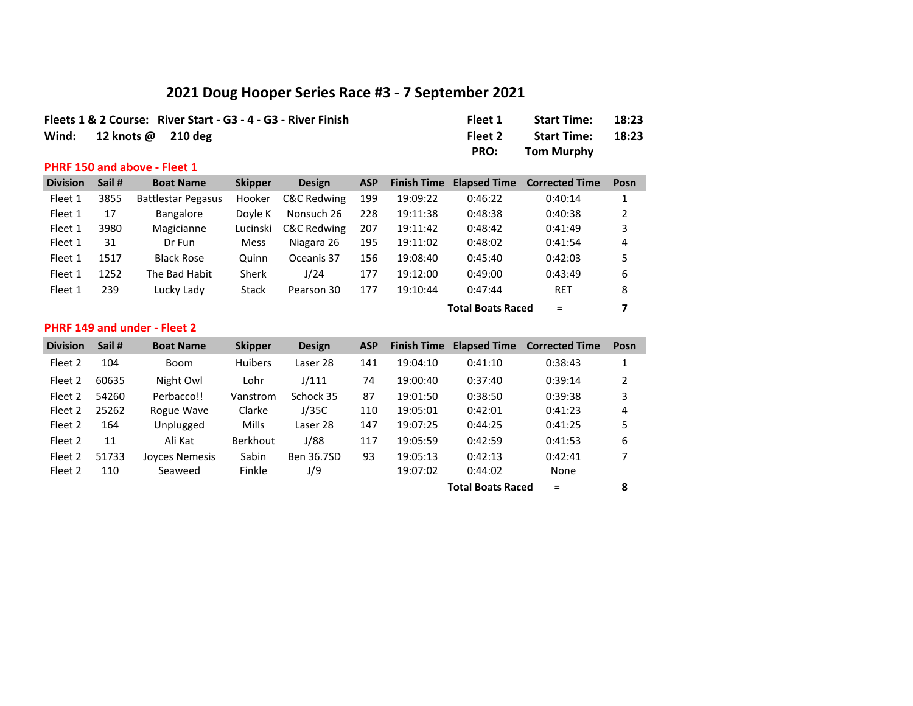# 2021 Doug Hooper Series Race #3 - 7 September 2021

**Fleets 1 & 2 Course:** River Start - G3 - 4 - G3 - River Finish

**Wind:** 12 knots @ 210 deg

**Fleet 1 Start Time:** 18:23
**Fleet 2 Start Time:** 18:23
**PRO:** Tom Murphy

## PHRF 150 and above - Fleet 1

| Division | Sail # | Boat Name | Skipper | Design | ASP | Finish Time | Elapsed Time | Corrected Time | Posn |
|---|---|---|---|---|---|---|---|---|---|
| Fleet 1 | 3855 | Battlestar Pegasus | Hooker | C&C Redwing | 199 | 19:09:22 | 0:46:22 | 0:40:14 | 1 |
| Fleet 1 | 17 | Bangalore | Doyle K | Nonsuch 26 | 228 | 19:11:38 | 0:48:38 | 0:40:38 | 2 |
| Fleet 1 | 3980 | Magicianne | Lucinski | C&C Redwing | 207 | 19:11:42 | 0:48:42 | 0:41:49 | 3 |
| Fleet 1 | 31 | Dr Fun | Mess | Niagara 26 | 195 | 19:11:02 | 0:48:02 | 0:41:54 | 4 |
| Fleet 1 | 1517 | Black Rose | Quinn | Oceanis 37 | 156 | 19:08:40 | 0:45:40 | 0:42:03 | 5 |
| Fleet 1 | 1252 | The Bad Habit | Sherk | J/24 | 177 | 19:12:00 | 0:49:00 | 0:43:49 | 6 |
| Fleet 1 | 239 | Lucky Lady | Stack | Pearson 30 | 177 | 19:10:44 | 0:47:44 | RET | 8 |
| | | | | | | | **Total Boats Raced** | **=** | **7** |

## PHRF 149 and under - Fleet 2

| Division | Sail # | Boat Name | Skipper | Design | ASP | Finish Time | Elapsed Time | Corrected Time | Posn |
|---|---|---|---|---|---|---|---|---|---|
| Fleet 2 | 104 | Boom | Huibers | Laser 28 | 141 | 19:04:10 | 0:41:10 | 0:38:43 | 1 |
| Fleet 2 | 60635 | Night Owl | Lohr | J/111 | 74 | 19:00:40 | 0:37:40 | 0:39:14 | 2 |
| Fleet 2 | 54260 | Perbacco!! | Vanstrom | Schock 35 | 87 | 19:01:50 | 0:38:50 | 0:39:38 | 3 |
| Fleet 2 | 25262 | Rogue Wave | Clarke | J/35C | 110 | 19:05:01 | 0:42:01 | 0:41:23 | 4 |
| Fleet 2 | 164 | Unplugged | Mills | Laser 28 | 147 | 19:07:25 | 0:44:25 | 0:41:25 | 5 |
| Fleet 2 | 11 | Ali Kat | Berkhout | J/88 | 117 | 19:05:59 | 0:42:59 | 0:41:53 | 6 |
| Fleet 2 | 51733 | Joyces Nemesis | Sabin | Ben 36.7SD | 93 | 19:05:13 | 0:42:13 | 0:42:41 | 7 |
| Fleet 2 | 110 | Seaweed | Finkle | J/9 | | 19:07:02 | 0:44:02 | None | |
| | | | | | | | **Total Boats Raced** | **=** | **8** |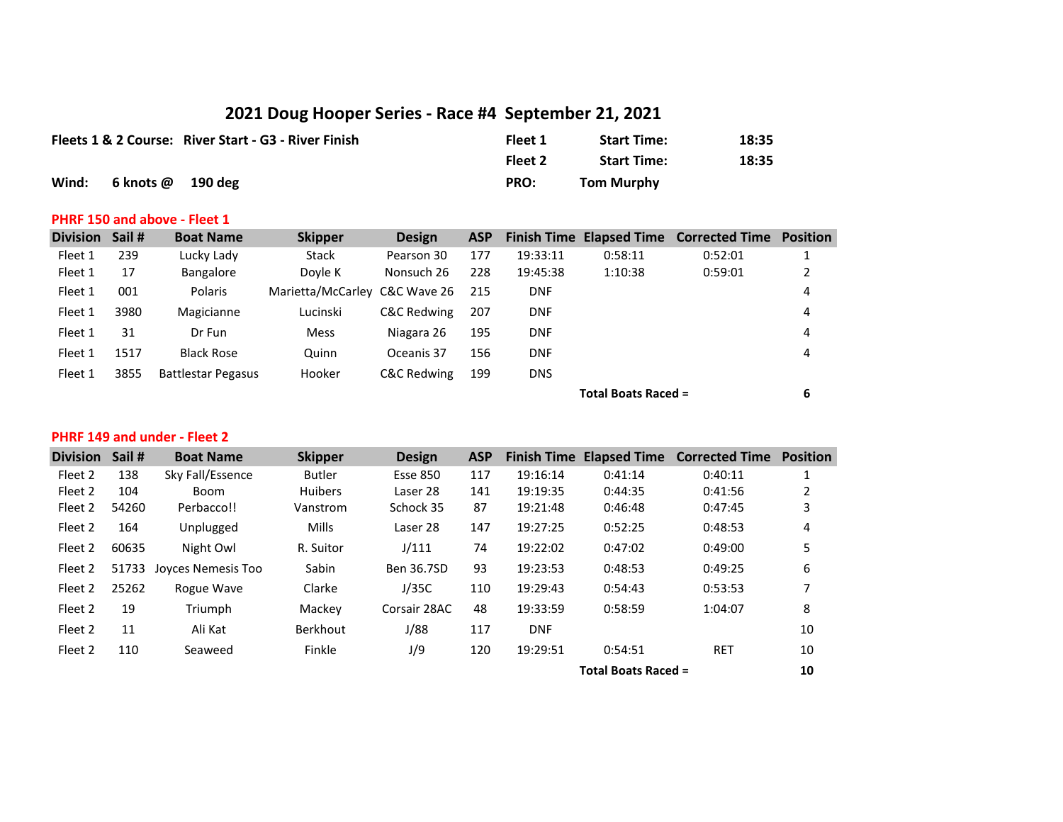# 2021 Doug Hooper Series - Race #4 September 21, 2021

**Fleets 1 & 2 Course:** River Start - G3 - River Finish

**Fleet 1** **Start Time:** 18:35

**Fleet 2** **Start Time:** 18:35

**Wind:** 6 knots @ 190 deg

**PRO:** Tom Murphy

## PHRF 150 and above - Fleet 1

| Division | Sail # | Boat Name | Skipper | Design | ASP | Finish Time | Elapsed Time | Corrected Time | Position |
|---|---|---|---|---|---|---|---|---|---|
| Fleet 1 | 239 | Lucky Lady | Stack | Pearson 30 | 177 | 19:33:11 | 0:58:11 | 0:52:01 | 1 |
| Fleet 1 | 17 | Bangalore | Doyle K | Nonsuch 26 | 228 | 19:45:38 | 1:10:38 | 0:59:01 | 2 |
| Fleet 1 | 001 | Polaris | Marietta/McCarley | C&C Wave 26 | 215 | DNF | | | 4 |
| Fleet 1 | 3980 | Magicianne | Lucinski | C&C Redwing | 207 | DNF | | | 4 |
| Fleet 1 | 31 | Dr Fun | Mess | Niagara 26 | 195 | DNF | | | 4 |
| Fleet 1 | 1517 | Black Rose | Quinn | Oceanis 37 | 156 | DNF | | | 4 |
| Fleet 1 | 3855 | Battlestar Pegasus | Hooker | C&C Redwing | 199 | DNS | | | |
| | | | | | | | **Total Boats Raced =** | | **6** |

## PHRF 149 and under - Fleet 2

| Division | Sail # | Boat Name | Skipper | Design | ASP | Finish Time | Elapsed Time | Corrected Time | Position |
|---|---|---|---|---|---|---|---|---|---|
| Fleet 2 | 138 | Sky Fall/Essence | Butler | Esse 850 | 117 | 19:16:14 | 0:41:14 | 0:40:11 | 1 |
| Fleet 2 | 104 | Boom | Huibers | Laser 28 | 141 | 19:19:35 | 0:44:35 | 0:41:56 | 2 |
| Fleet 2 | 54260 | Perbacco!! | Vanstrom | Schock 35 | 87 | 19:21:48 | 0:46:48 | 0:47:45 | 3 |
| Fleet 2 | 164 | Unplugged | Mills | Laser 28 | 147 | 19:27:25 | 0:52:25 | 0:48:53 | 4 |
| Fleet 2 | 60635 | Night Owl | R. Suitor | J/111 | 74 | 19:22:02 | 0:47:02 | 0:49:00 | 5 |
| Fleet 2 | 51733 | Joyces Nemesis Too | Sabin | Ben 36.7SD | 93 | 19:23:53 | 0:48:53 | 0:49:25 | 6 |
| Fleet 2 | 25262 | Rogue Wave | Clarke | J/35C | 110 | 19:29:43 | 0:54:43 | 0:53:53 | 7 |
| Fleet 2 | 19 | Triumph | Mackey | Corsair 28AC | 48 | 19:33:59 | 0:58:59 | 1:04:07 | 8 |
| Fleet 2 | 11 | Ali Kat | Berkhout | J/88 | 117 | DNF | | | 10 |
| Fleet 2 | 110 | Seaweed | Finkle | J/9 | 120 | 19:29:51 | 0:54:51 | RET | 10 |
| | | | | | | | **Total Boats Raced =** | | **10** |